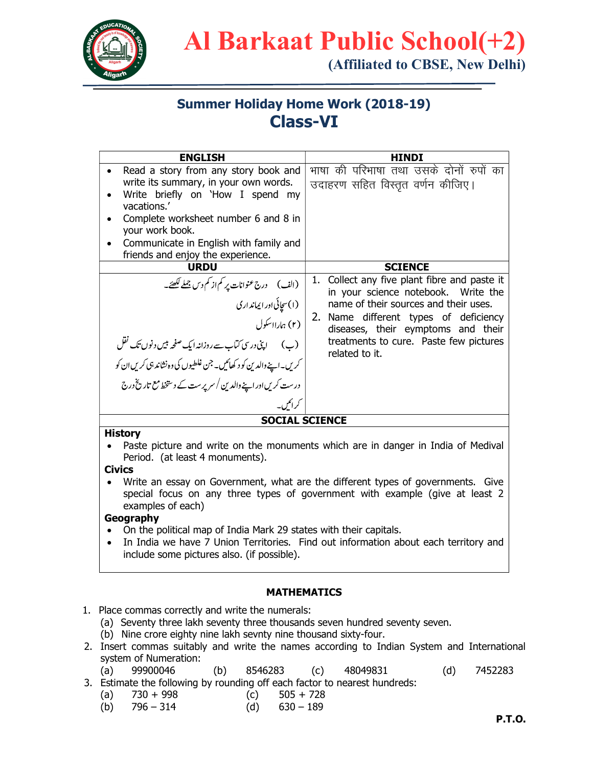# Al Barkaat Public School(+2)

**(Affiliated to CBSE, New Delhi)**

## Summer Holiday Home Work (2018-19)
## Class-VI

| ENGLISH | HINDI |
|---|---|
| • Read a story from any story book and write its summary, in your own words.<br>• Write briefly on 'How I spend my vacations.'<br>• Complete worksheet number 6 and 8 in your work book.<br>• Communicate in English with family and friends and enjoy the experience. | भाषा की परिभाषा तथा उसके दोनों रुपों का उदाहरण सहित विस्तृत वर्णन कीजिए। |

| URDU | SCIENCE |
|---|---|
| (الف) درج عنوانات پر کم از کم دس جملے لکھئے۔<br>(۱) سچائی اور ایمانداری<br>(۲) ہمارا اسکول<br>(ب) اپنی درسی کتاب سے روزانہ ایک صفحہ بیس دنوں تک نقل کریں۔ اپنے والدین کو دکھائیں۔ جن غلطیوں کی وہ نشاندہی کریں ان کو درست کریں اور اپنے والدین / سرپرست کے دستخط مع تاریخ درج کرائیں۔ | 1. Collect any five plant fibre and paste it in your science notebook. Write the name of their sources and their uses.<br>2. Name different types of deficiency diseases, their eymptoms and their treatments to cure. Paste few pictures related to it. |

### SOCIAL SCIENCE

**History**

- Paste picture and write on the monuments which are in danger in India of Medival Period. (at least 4 monuments).

**Civics**

- Write an essay on Government, what are the different types of governments. Give special focus on any three types of government with example (give at least 2 examples of each)

**Geography**

- On the political map of India Mark 29 states with their capitals.
- In India we have 7 Union Territories. Find out information about each territory and include some pictures also. (if possible).

### MATHEMATICS

1. Place commas correctly and write the numerals:
   (a) Seventy three lakh seventy three thousands seven hundred seventy seven.
   (b) Nine crore eighty nine lakh sevnty nine thousand sixty-four.
2. Insert commas suitably and write the names according to Indian System and International system of Numeration:
   (a) 99900046 (b) 8546283 (c) 48049831 (d) 7452283
3. Estimate the following by rounding off each factor to nearest hundreds:
   (a) 730 + 998 (c) 505 + 728
   (b) 796 – 314 (d) 630 – 189

**P.T.O.**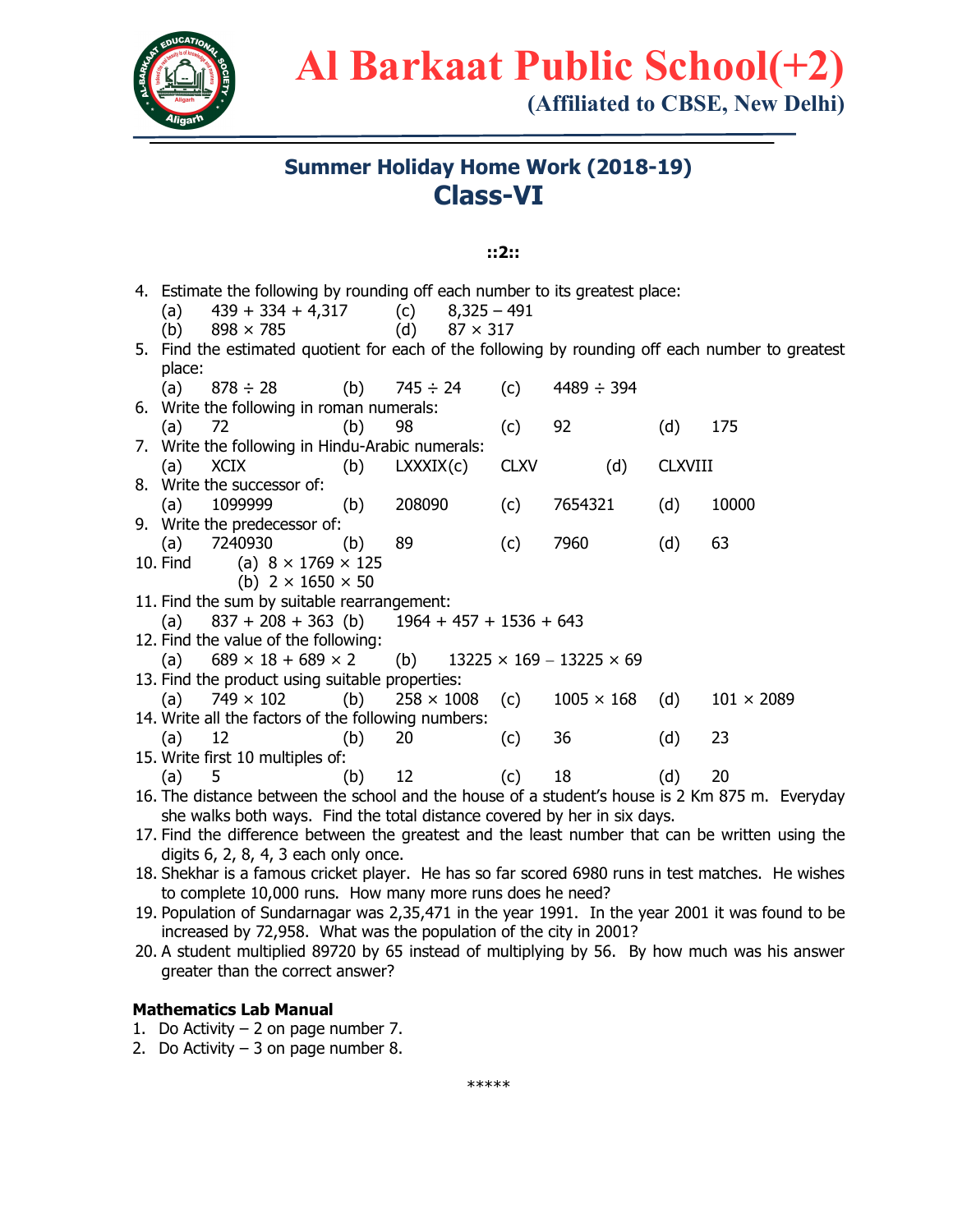4. Estimate the following by rounding off each number to its greatest place:
   (a) $439 + 334 + 4{,}317$ (c) $8{,}325 - 491$
   (b) $898 \times 785$ (d) $87 \times 317$
5. Find the estimated quotient for each of the following by rounding off each number to greatest place:
   (a) $878 \div 28$ (b) $745 \div 24$ (c) $4489 \div 394$
6. Write the following in roman numerals:
   (a) 72 (b) 98 (c) 92 (d) 175
7. Write the following in Hindu-Arabic numerals:
   (a) XCIX (b) LXXXIX (c) CLXV (d) CLXVIII
8. Write the successor of:
   (a) 1099999 (b) 208090 (c) 7654321 (d) 10000
9. Write the predecessor of:
   (a) 7240930 (b) 89 (c) 7960 (d) 63
10. Find (a) $8 \times 1769 \times 125$
    (b) $2 \times 1650 \times 50$
11. Find the sum by suitable rearrangement:
    (a) $837 + 208 + 363$ (b) $1964 + 457 + 1536 + 643$
12. Find the value of the following:
    (a) $689 \times 18 + 689 \times 2$ (b) $13225 \times 169 - 13225 \times 69$
13. Find the product using suitable properties:
    (a) $749 \times 102$ (b) $258 \times 1008$ (c) $1005 \times 168$ (d) $101 \times 2089$
14. Write all the factors of the following numbers:
    (a) 12 (b) 20 (c) 36 (d) 23
15. Write first 10 multiples of:
    (a) 5 (b) 12 (c) 18 (d) 20
16. The distance between the school and the house of a student's house is 2 Km 875 m. Everyday she walks both ways. Find the total distance covered by her in six days.
17. Find the difference between the greatest and the least number that can be written using the digits 6, 2, 8, 4, 3 each only once.
18. Shekhar is a famous cricket player. He has so far scored 6980 runs in test matches. He wishes to complete 10,000 runs. How many more runs does he need?
19. Population of Sundarnagar was 2,35,471 in the year 1991. In the year 2001 it was found to be increased by 72,958. What was the population of the city in 2001?
20. A student multiplied 89720 by 65 instead of multiplying by 56. By how much was his answer greater than the correct answer?

**Mathematics Lab Manual**

1. Do Activity – 2 on page number 7.
2. Do Activity – 3 on page number 8.

*****